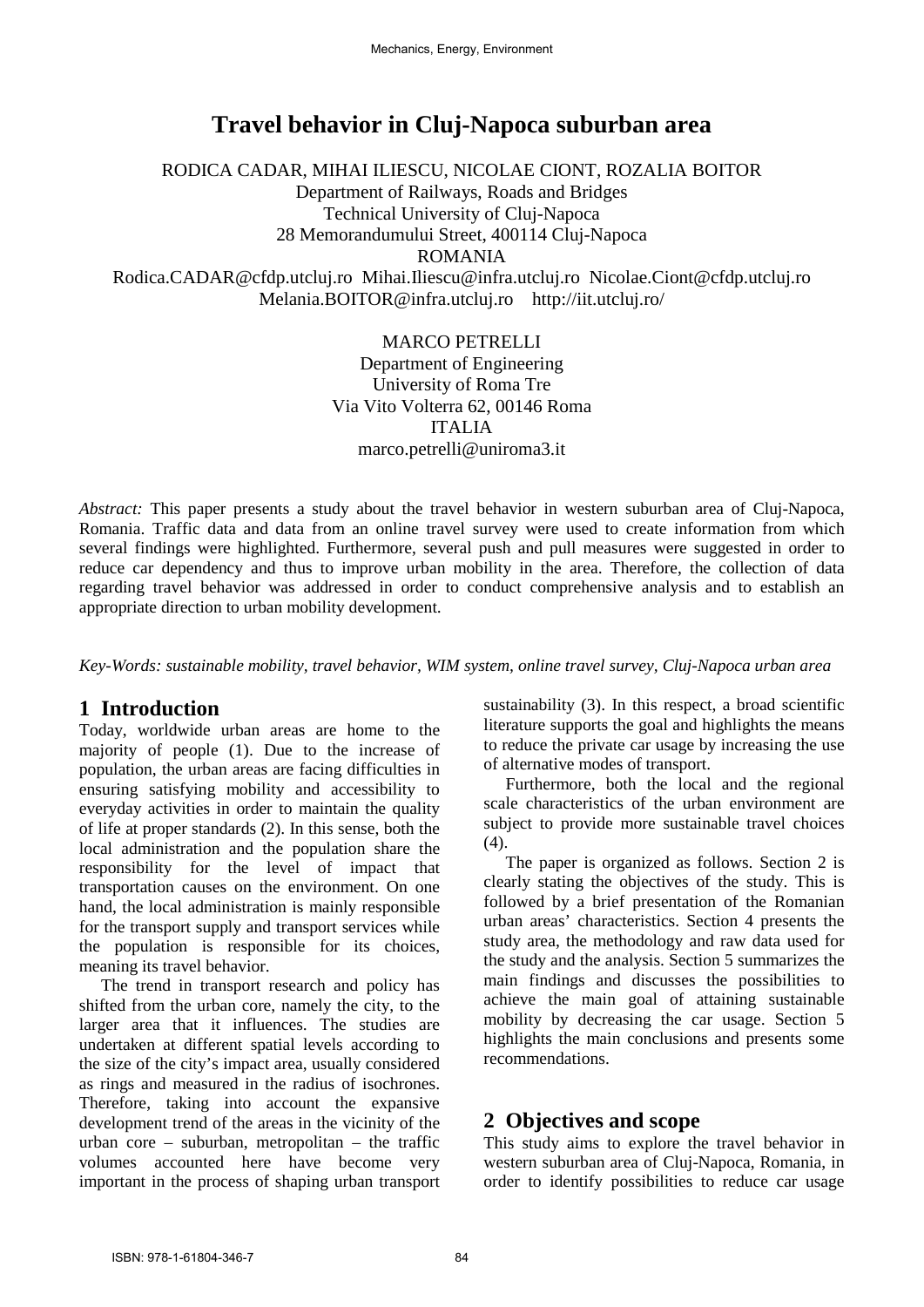# Travel behavior in Cluj-Napoca suburban area

RODICA CADAR, MIHAI ILIESCU, NICOLAE CIONT, ROZALIA BOITOR
Department of Railways, Roads and Bridges
Technical University of Cluj-Napoca
28 Memorandumului Street, 400114 Cluj-Napoca
ROMANIA
Rodica.CADAR@cfdp.utcluj.ro Mihai.Iliescu@infra.utcluj.ro Nicolae.Ciont@cfdp.utcluj.ro
Melania.BOITOR@infra.utcluj.ro http://iit.utcluj.ro/

MARCO PETRELLI
Department of Engineering
University of Roma Tre
Via Vito Volterra 62, 00146 Roma
ITALIA
marco.petrelli@uniroma3.it

*Abstract:* This paper presents a study about the travel behavior in western suburban area of Cluj-Napoca, Romania. Traffic data and data from an online travel survey were used to create information from which several findings were highlighted. Furthermore, several push and pull measures were suggested in order to reduce car dependency and thus to improve urban mobility in the area. Therefore, the collection of data regarding travel behavior was addressed in order to conduct comprehensive analysis and to establish an appropriate direction to urban mobility development.

*Key-Words: sustainable mobility, travel behavior, WIM system, online travel survey, Cluj-Napoca urban area*

## 1 Introduction

Today, worldwide urban areas are home to the majority of people (1). Due to the increase of population, the urban areas are facing difficulties in ensuring satisfying mobility and accessibility to everyday activities in order to maintain the quality of life at proper standards (2). In this sense, both the local administration and the population share the responsibility for the level of impact that transportation causes on the environment. On one hand, the local administration is mainly responsible for the transport supply and transport services while the population is responsible for its choices, meaning its travel behavior.

The trend in transport research and policy has shifted from the urban core, namely the city, to the larger area that it influences. The studies are undertaken at different spatial levels according to the size of the city's impact area, usually considered as rings and measured in the radius of isochrones. Therefore, taking into account the expansive development trend of the areas in the vicinity of the urban core – suburban, metropolitan – the traffic volumes accounted here have become very important in the process of shaping urban transport sustainability (3). In this respect, a broad scientific literature supports the goal and highlights the means to reduce the private car usage by increasing the use of alternative modes of transport.

Furthermore, both the local and the regional scale characteristics of the urban environment are subject to provide more sustainable travel choices (4).

The paper is organized as follows. Section 2 is clearly stating the objectives of the study. This is followed by a brief presentation of the Romanian urban areas' characteristics. Section 4 presents the study area, the methodology and raw data used for the study and the analysis. Section 5 summarizes the main findings and discusses the possibilities to achieve the main goal of attaining sustainable mobility by decreasing the car usage. Section 5 highlights the main conclusions and presents some recommendations.

## 2 Objectives and scope

This study aims to explore the travel behavior in western suburban area of Cluj-Napoca, Romania, in order to identify possibilities to reduce car usage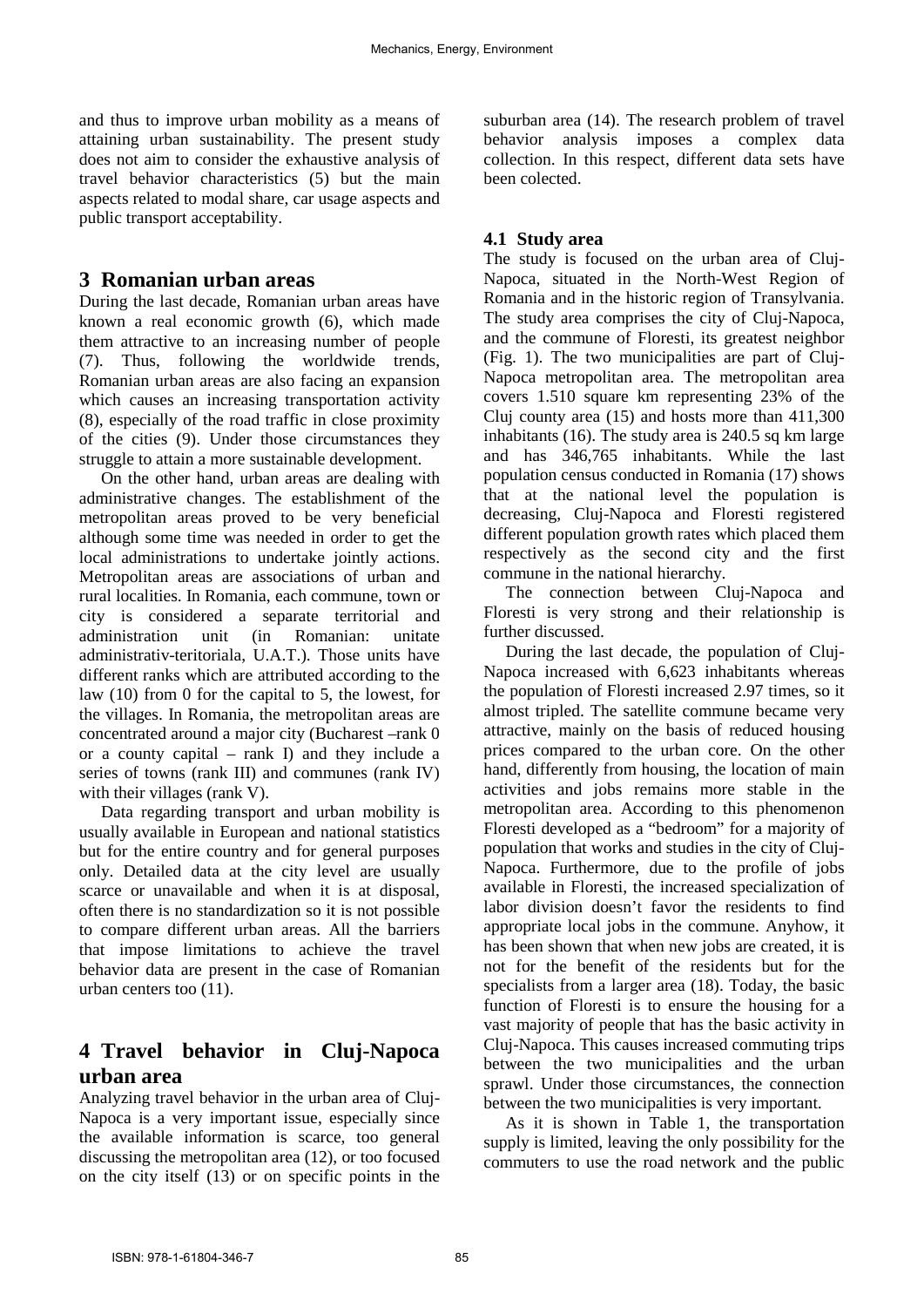and thus to improve urban mobility as a means of attaining urban sustainability. The present study does not aim to consider the exhaustive analysis of travel behavior characteristics (5) but the main aspects related to modal share, car usage aspects and public transport acceptability.

## 3 Romanian urban areas

During the last decade, Romanian urban areas have known a real economic growth (6), which made them attractive to an increasing number of people (7). Thus, following the worldwide trends, Romanian urban areas are also facing an expansion which causes an increasing transportation activity (8), especially of the road traffic in close proximity of the cities (9). Under those circumstances they struggle to attain a more sustainable development.

On the other hand, urban areas are dealing with administrative changes. The establishment of the metropolitan areas proved to be very beneficial although some time was needed in order to get the local administrations to undertake jointly actions. Metropolitan areas are associations of urban and rural localities. In Romania, each commune, town or city is considered a separate territorial and administration unit (in Romanian: unitate administrativ-teritoriala, U.A.T.). Those units have different ranks which are attributed according to the law (10) from 0 for the capital to 5, the lowest, for the villages. In Romania, the metropolitan areas are concentrated around a major city (Bucharest –rank 0 or a county capital – rank I) and they include a series of towns (rank III) and communes (rank IV) with their villages (rank V).

Data regarding transport and urban mobility is usually available in European and national statistics but for the entire country and for general purposes only. Detailed data at the city level are usually scarce or unavailable and when it is at disposal, often there is no standardization so it is not possible to compare different urban areas. All the barriers that impose limitations to achieve the travel behavior data are present in the case of Romanian urban centers too (11).

## 4 Travel behavior in Cluj-Napoca urban area

Analyzing travel behavior in the urban area of Cluj-Napoca is a very important issue, especially since the available information is scarce, too general discussing the metropolitan area (12), or too focused on the city itself (13) or on specific points in the suburban area (14). The research problem of travel behavior analysis imposes a complex data collection. In this respect, different data sets have been colected.

### 4.1 Study area

The study is focused on the urban area of Cluj-Napoca, situated in the North-West Region of Romania and in the historic region of Transylvania. The study area comprises the city of Cluj-Napoca, and the commune of Floresti, its greatest neighbor (Fig. 1). The two municipalities are part of Cluj-Napoca metropolitan area. The metropolitan area covers 1.510 square km representing 23% of the Cluj county area (15) and hosts more than 411,300 inhabitants (16). The study area is 240.5 sq km large and has 346,765 inhabitants. While the last population census conducted in Romania (17) shows that at the national level the population is decreasing, Cluj-Napoca and Floresti registered different population growth rates which placed them respectively as the second city and the first commune in the national hierarchy.

The connection between Cluj-Napoca and Floresti is very strong and their relationship is further discussed.

During the last decade, the population of Cluj-Napoca increased with 6,623 inhabitants whereas the population of Floresti increased 2.97 times, so it almost tripled. The satellite commune became very attractive, mainly on the basis of reduced housing prices compared to the urban core. On the other hand, differently from housing, the location of main activities and jobs remains more stable in the metropolitan area. According to this phenomenon Floresti developed as a "bedroom" for a majority of population that works and studies in the city of Cluj-Napoca. Furthermore, due to the profile of jobs available in Floresti, the increased specialization of labor division doesn't favor the residents to find appropriate local jobs in the commune. Anyhow, it has been shown that when new jobs are created, it is not for the benefit of the residents but for the specialists from a larger area (18). Today, the basic function of Floresti is to ensure the housing for a vast majority of people that has the basic activity in Cluj-Napoca. This causes increased commuting trips between the two municipalities and the urban sprawl. Under those circumstances, the connection between the two municipalities is very important.

As it is shown in Table 1, the transportation supply is limited, leaving the only possibility for the commuters to use the road network and the public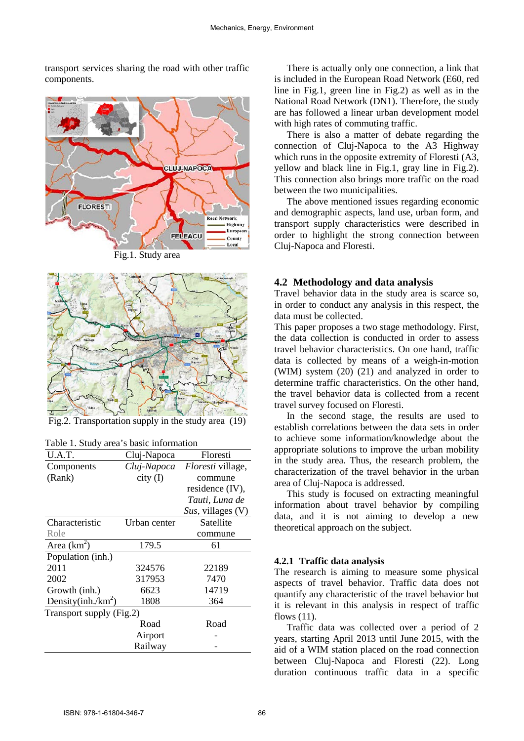transport services sharing the road with other traffic components.

Fig.1. Study area

Fig.2. Transportation supply in the study area (19)

Table 1. Study area's basic information

| U.A.T. | Cluj-Napoca | Floresti |
|---|---|---|
| Components (Rank) | *Cluj-Napoca* city (I) | *Floresti* village, commune residence (IV), *Tauti*, *Luna de Sus*, villages (V) |
| Characteristic Role | Urban center | Satellite commune |
| Area (km$^2$) | 179.5 | 61 |
| Population (inh.) | | |
| 2011 | 324576 | 22189 |
| 2002 | 317953 | 7470 |
| Growth (inh.) | 6623 | 14719 |
| Density(inh./km$^2$) | 1808 | 364 |
| Transport supply (Fig.2) | | |
| | Road | Road |
| | Airport | - |
| | Railway | - |

There is actually only one connection, a link that is included in the European Road Network (E60, red line in Fig.1, green line in Fig.2) as well as in the National Road Network (DN1). Therefore, the study are has followed a linear urban development model with high rates of commuting traffic.

There is also a matter of debate regarding the connection of Cluj-Napoca to the A3 Highway which runs in the opposite extremity of Floresti (A3, yellow and black line in Fig.1, gray line in Fig.2). This connection also brings more traffic on the road between the two municipalities.

The above mentioned issues regarding economic and demographic aspects, land use, urban form, and transport supply characteristics were described in order to highlight the strong connection between Cluj-Napoca and Floresti.

## 4.2 Methodology and data analysis

Travel behavior data in the study area is scarce so, in order to conduct any analysis in this respect, the data must be collected.

This paper proposes a two stage methodology. First, the data collection is conducted in order to assess travel behavior characteristics. On one hand, traffic data is collected by means of a weigh-in-motion (WIM) system (20) (21) and analyzed in order to determine traffic characteristics. On the other hand, the travel behavior data is collected from a recent travel survey focused on Floresti.

In the second stage, the results are used to establish correlations between the data sets in order to achieve some information/knowledge about the appropriate solutions to improve the urban mobility in the study area. Thus, the research problem, the characterization of the travel behavior in the urban area of Cluj-Napoca is addressed.

This study is focused on extracting meaningful information about travel behavior by compiling data, and it is not aiming to develop a new theoretical approach on the subject.

### 4.2.1 Traffic data analysis

The research is aiming to measure some physical aspects of travel behavior. Traffic data does not quantify any characteristic of the travel behavior but it is relevant in this analysis in respect of traffic flows (11).

Traffic data was collected over a period of 2 years, starting April 2013 until June 2015, with the aid of a WIM station placed on the road connection between Cluj-Napoca and Floresti (22). Long duration continuous traffic data in a specific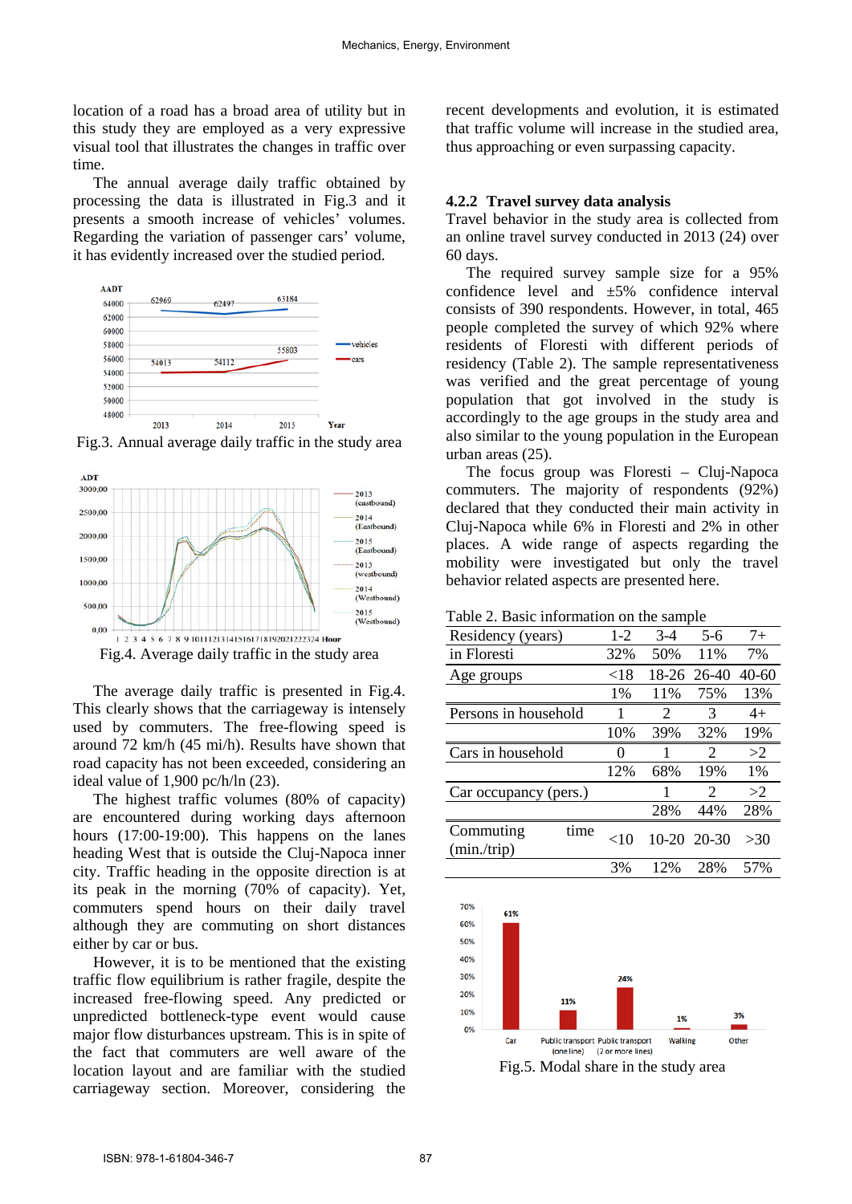location of a road has a broad area of utility but in this study they are employed as a very expressive visual tool that illustrates the changes in traffic over time.

The annual average daily traffic obtained by processing the data is illustrated in Fig.3 and it presents a smooth increase of vehicles' volumes. Regarding the variation of passenger cars' volume, it has evidently increased over the studied period.

Fig.3. Annual average daily traffic in the study area

Fig.4. Average daily traffic in the study area

The average daily traffic is presented in Fig.4. This clearly shows that the carriageway is intensely used by commuters. The free-flowing speed is around 72 km/h (45 mi/h). Results have shown that road capacity has not been exceeded, considering an ideal value of 1,900 pc/h/ln (23).

The highest traffic volumes (80% of capacity) are encountered during working days afternoon hours (17:00-19:00). This happens on the lanes heading West that is outside the Cluj-Napoca inner city. Traffic heading in the opposite direction is at its peak in the morning (70% of capacity). Yet, commuters spend hours on their daily travel although they are commuting on short distances either by car or bus.

However, it is to be mentioned that the existing traffic flow equilibrium is rather fragile, despite the increased free-flowing speed. Any predicted or unpredicted bottleneck-type event would cause major flow disturbances upstream. This is in spite of the fact that commuters are well aware of the location layout and are familiar with the studied carriageway section. Moreover, considering the recent developments and evolution, it is estimated that traffic volume will increase in the studied area, thus approaching or even surpassing capacity.

### 4.2.2 Travel survey data analysis

Travel behavior in the study area is collected from an online travel survey conducted in 2013 (24) over 60 days.

The required survey sample size for a 95% confidence level and ±5% confidence interval consists of 390 respondents. However, in total, 465 people completed the survey of which 92% where residents of Floresti with different periods of residency (Table 2). The sample representativeness was verified and the great percentage of young population that got involved in the study is accordingly to the age groups in the study area and also similar to the young population in the European urban areas (25).

The focus group was Floresti – Cluj-Napoca commuters. The majority of respondents (92%) declared that they conducted their main activity in Cluj-Napoca while 6% in Floresti and 2% in other places. A wide range of aspects regarding the mobility were investigated but only the travel behavior related aspects are presented here.

Table 2. Basic information on the sample

| | | | | |
|---|---|---|---|---|
| Residency (years) in Floresti | 1-2 | 3-4 | 5-6 | 7+ |
| | 32% | 50% | 11% | 7% |
| Age groups | <18 | 18-26 | 26-40 | 40-60 |
| | 1% | 11% | 75% | 13% |
| Persons in household | 1 | 2 | 3 | 4+ |
| | 10% | 39% | 32% | 19% |
| Cars in household | 0 | 1 | 2 | >2 |
| | 12% | 68% | 19% | 1% |
| Car occupancy (pers.) | | 1 | 2 | >2 |
| | | 28% | 44% | 28% |
| Commuting time (min./trip) | <10 | 10-20 | 20-30 | >30 |
| | 3% | 12% | 28% | 57% |

Fig.5. Modal share in the study area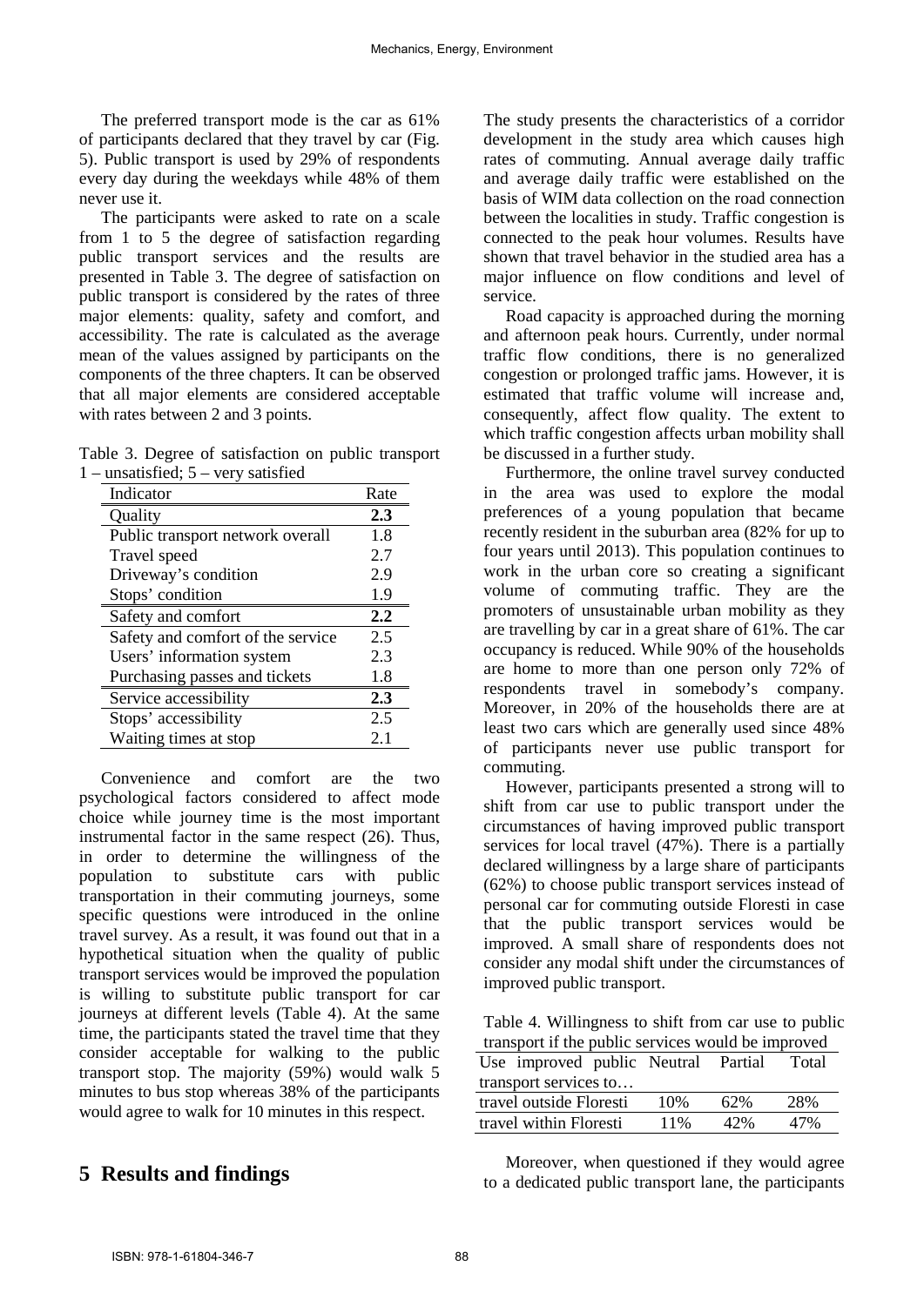The preferred transport mode is the car as 61% of participants declared that they travel by car (Fig. 5). Public transport is used by 29% of respondents every day during the weekdays while 48% of them never use it.

The participants were asked to rate on a scale from 1 to 5 the degree of satisfaction regarding public transport services and the results are presented in Table 3. The degree of satisfaction on public transport is considered by the rates of three major elements: quality, safety and comfort, and accessibility. The rate is calculated as the average mean of the values assigned by participants on the components of the three chapters. It can be observed that all major elements are considered acceptable with rates between 2 and 3 points.

Table 3. Degree of satisfaction on public transport 1 – unsatisfied; 5 – very satisfied

| Indicator | Rate |
|---|---|
| Quality | **2.3** |
| Public transport network overall | 1.8 |
| Travel speed | 2.7 |
| Driveway's condition | 2.9 |
| Stops' condition | 1.9 |
| Safety and comfort | **2.2** |
| Safety and comfort of the service | 2.5 |
| Users' information system | 2.3 |
| Purchasing passes and tickets | 1.8 |
| Service accessibility | **2.3** |
| Stops' accessibility | 2.5 |
| Waiting times at stop | 2.1 |

Convenience and comfort are the two psychological factors considered to affect mode choice while journey time is the most important instrumental factor in the same respect (26). Thus, in order to determine the willingness of the population to substitute cars with public transportation in their commuting journeys, some specific questions were introduced in the online travel survey. As a result, it was found out that in a hypothetical situation when the quality of public transport services would be improved the population is willing to substitute public transport for car journeys at different levels (Table 4). At the same time, the participants stated the travel time that they consider acceptable for walking to the public transport stop. The majority (59%) would walk 5 minutes to bus stop whereas 38% of the participants would agree to walk for 10 minutes in this respect.

## 5 Results and findings

The study presents the characteristics of a corridor development in the study area which causes high rates of commuting. Annual average daily traffic and average daily traffic were established on the basis of WIM data collection on the road connection between the localities in study. Traffic congestion is connected to the peak hour volumes. Results have shown that travel behavior in the studied area has a major influence on flow conditions and level of service.

Road capacity is approached during the morning and afternoon peak hours. Currently, under normal traffic flow conditions, there is no generalized congestion or prolonged traffic jams. However, it is estimated that traffic volume will increase and, consequently, affect flow quality. The extent to which traffic congestion affects urban mobility shall be discussed in a further study.

Furthermore, the online travel survey conducted in the area was used to explore the modal preferences of a young population that became recently resident in the suburban area (82% for up to four years until 2013). This population continues to work in the urban core so creating a significant volume of commuting traffic. They are the promoters of unsustainable urban mobility as they are travelling by car in a great share of 61%. The car occupancy is reduced. While 90% of the households are home to more than one person only 72% of respondents travel in somebody's company. Moreover, in 20% of the households there are at least two cars which are generally used since 48% of participants never use public transport for commuting.

However, participants presented a strong will to shift from car use to public transport under the circumstances of having improved public transport services for local travel (47%). There is a partially declared willingness by a large share of participants (62%) to choose public transport services instead of personal car for commuting outside Floresti in case that the public transport services would be improved. A small share of respondents does not consider any modal shift under the circumstances of improved public transport.

Table 4. Willingness to shift from car use to public transport if the public services would be improved

| Use improved public transport services to… | Neutral | Partial | Total |
|---|---|---|---|
| travel outside Floresti | 10% | 62% | 28% |
| travel within Floresti | 11% | 42% | 47% |

Moreover, when questioned if they would agree to a dedicated public transport lane, the participants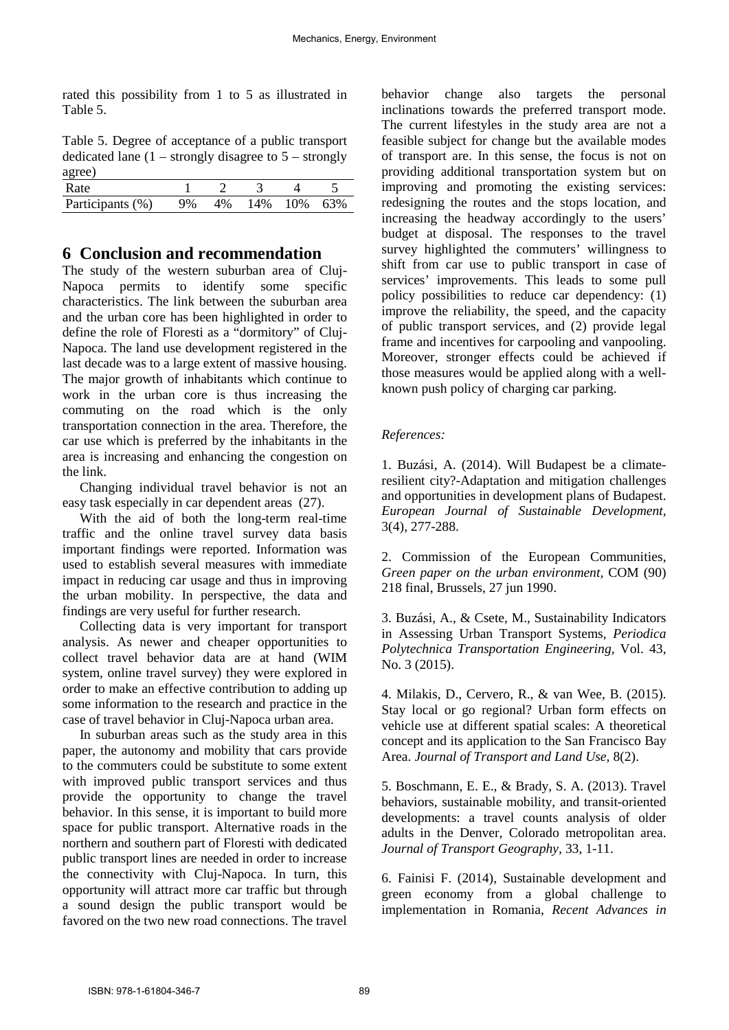rated this possibility from 1 to 5 as illustrated in Table 5.

Table 5. Degree of acceptance of a public transport dedicated lane (1 – strongly disagree to 5 – strongly agree)

| Rate | 1 | 2 | 3 | 4 | 5 |
|---|---|---|---|---|---|
| Participants (%) | 9% | 4% | 14% | 10% | 63% |

## 6 Conclusion and recommendation

The study of the western suburban area of Cluj-Napoca permits to identify some specific characteristics. The link between the suburban area and the urban core has been highlighted in order to define the role of Floresti as a "dormitory" of Cluj-Napoca. The land use development registered in the last decade was to a large extent of massive housing. The major growth of inhabitants which continue to work in the urban core is thus increasing the commuting on the road which is the only transportation connection in the area. Therefore, the car use which is preferred by the inhabitants in the area is increasing and enhancing the congestion on the link.

Changing individual travel behavior is not an easy task especially in car dependent areas (27).

With the aid of both the long-term real-time traffic and the online travel survey data basis important findings were reported. Information was used to establish several measures with immediate impact in reducing car usage and thus in improving the urban mobility. In perspective, the data and findings are very useful for further research.

Collecting data is very important for transport analysis. As newer and cheaper opportunities to collect travel behavior data are at hand (WIM system, online travel survey) they were explored in order to make an effective contribution to adding up some information to the research and practice in the case of travel behavior in Cluj-Napoca urban area.

In suburban areas such as the study area in this paper, the autonomy and mobility that cars provide to the commuters could be substitute to some extent with improved public transport services and thus provide the opportunity to change the travel behavior. In this sense, it is important to build more space for public transport. Alternative roads in the northern and southern part of Floresti with dedicated public transport lines are needed in order to increase the connectivity with Cluj-Napoca. In turn, this opportunity will attract more car traffic but through a sound design the public transport would be favored on the two new road connections. The travel behavior change also targets the personal inclinations towards the preferred transport mode. The current lifestyles in the study area are not a feasible subject for change but the available modes of transport are. In this sense, the focus is not on providing additional transportation system but on improving and promoting the existing services: redesigning the routes and the stops location, and increasing the headway accordingly to the users' budget at disposal. The responses to the travel survey highlighted the commuters' willingness to shift from car use to public transport in case of services' improvements. This leads to some pull policy possibilities to reduce car dependency: (1) improve the reliability, the speed, and the capacity of public transport services, and (2) provide legal frame and incentives for carpooling and vanpooling. Moreover, stronger effects could be achieved if those measures would be applied along with a well-known push policy of charging car parking.

*References:*

1. Buzási, A. (2014). Will Budapest be a climate-resilient city?-Adaptation and mitigation challenges and opportunities in development plans of Budapest. *European Journal of Sustainable Development*, 3(4), 277-288.

2. Commission of the European Communities, *Green paper on the urban environment,* COM (90) 218 final, Brussels, 27 jun 1990.

3. Buzási, A., & Csete, M., Sustainability Indicators in Assessing Urban Transport Systems, *Periodica Polytechnica Transportation Engineering,* Vol. 43, No. 3 (2015).

4. Milakis, D., Cervero, R., & van Wee, B. (2015). Stay local or go regional? Urban form effects on vehicle use at different spatial scales: A theoretical concept and its application to the San Francisco Bay Area. *Journal of Transport and Land Use,* 8(2).

5. Boschmann, E. E., & Brady, S. A. (2013). Travel behaviors, sustainable mobility, and transit-oriented developments: a travel counts analysis of older adults in the Denver, Colorado metropolitan area. *Journal of Transport Geography,* 33, 1-11.

6. Fainisi F. (2014), Sustainable development and green economy from a global challenge to implementation in Romania, *Recent Advances in*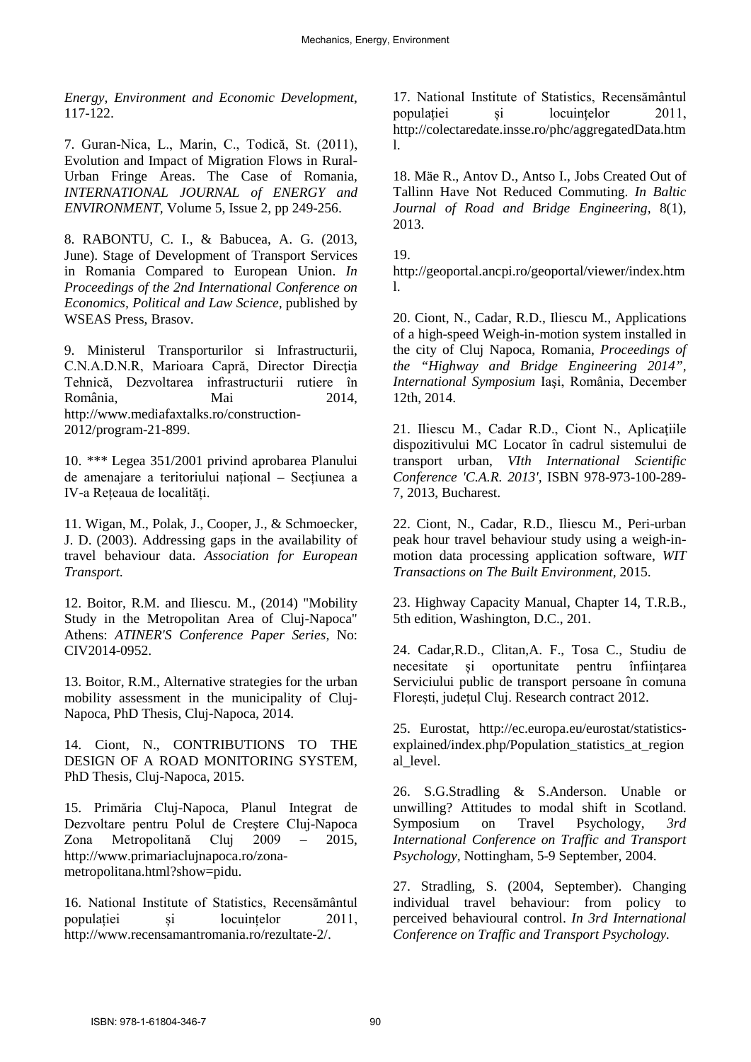*Energy, Environment and Economic Development*, 117-122.

7. Guran-Nica, L., Marin, C., Todică, St. (2011), Evolution and Impact of Migration Flows in Rural-Urban Fringe Areas. The Case of Romania, *INTERNATIONAL JOURNAL of ENERGY and ENVIRONMENT*, Volume 5, Issue 2, pp 249-256.

8. RABONTU, C. I., & Babucea, A. G. (2013, June). Stage of Development of Transport Services in Romania Compared to European Union. *In Proceedings of the 2nd International Conference on Economics, Political and Law Science*, published by WSEAS Press, Brasov.

9. Ministerul Transporturilor si Infrastructurii, C.N.A.D.N.R, Marioara Capră, Director Direcţia Tehnică, Dezvoltarea infrastructurii rutiere în România, Mai 2014, http://www.mediafaxtalks.ro/construction-2012/program-21-899.

10. *** Legea 351/2001 privind aprobarea Planului de amenajare a teritoriului național – Secțiunea a IV-a Rețeaua de localități.

11. Wigan, M., Polak, J., Cooper, J., & Schmoecker, J. D. (2003). Addressing gaps in the availability of travel behaviour data. *Association for European Transport.*

12. Boitor, R.M. and Iliescu. M., (2014) "Mobility Study in the Metropolitan Area of Cluj-Napoca" Athens: *ATINER'S Conference Paper Series,* No: CIV2014-0952.

13. Boitor, R.M., Alternative strategies for the urban mobility assessment in the municipality of Cluj-Napoca, PhD Thesis, Cluj-Napoca, 2014.

14. Ciont, N., CONTRIBUTIONS TO THE DESIGN OF A ROAD MONITORING SYSTEM, PhD Thesis, Cluj-Napoca, 2015.

15. Primăria Cluj-Napoca, Planul Integrat de Dezvoltare pentru Polul de Creştere Cluj-Napoca Zona Metropolitană Cluj 2009 – 2015, http://www.primariaclujnapoca.ro/zona-metropolitana.html?show=pidu.

16. National Institute of Statistics, Recensământul populației și locuințelor 2011, http://www.recensamantromania.ro/rezultate-2/.

17. National Institute of Statistics, Recensământul populației și locuințelor 2011, http://colectaredate.insse.ro/phc/aggregatedData.html.

18. Mäe R., Antov D., Antso I., Jobs Created Out of Tallinn Have Not Reduced Commuting. *In Baltic Journal of Road and Bridge Engineering,* 8(1), 2013.

19. http://geoportal.ancpi.ro/geoportal/viewer/index.html.

20. Ciont, N., Cadar, R.D., Iliescu M., Applications of a high-speed Weigh-in-motion system installed in the city of Cluj Napoca, Romania, *Proceedings of the "Highway and Bridge Engineering 2014", International Symposium* Iaşi, România, December 12th, 2014.

21. Iliescu M., Cadar R.D., Ciont N., Aplicațiile dispozitivului MC Locator în cadrul sistemului de transport urban, *VIth International Scientific Conference 'C.A.R. 2013',* ISBN 978-973-100-289-7, 2013, Bucharest.

22. Ciont, N., Cadar, R.D., Iliescu M., Peri-urban peak hour travel behaviour study using a weigh-in-motion data processing application software, *WIT Transactions on The Built Environment,* 2015.

23. Highway Capacity Manual, Chapter 14, T.R.B., 5th edition, Washington, D.C., 201.

24. Cadar,R.D., Clitan,A. F., Tosa C., Studiu de necesitate și oportunitate pentru înființarea Serviciului public de transport persoane în comuna Florești, județul Cluj. Research contract 2012.

25. Eurostat, http://ec.europa.eu/eurostat/statistics-explained/index.php/Population_statistics_at_regional_level.

26. S.G.Stradling & S.Anderson. Unable or unwilling? Attitudes to modal shift in Scotland. Symposium on Travel Psychology, *3rd International Conference on Traffic and Transport Psychology*, Nottingham, 5-9 September, 2004.

27. Stradling, S. (2004, September). Changing individual travel behaviour: from policy to perceived behavioural control. *In 3rd International Conference on Traffic and Transport Psychology.*